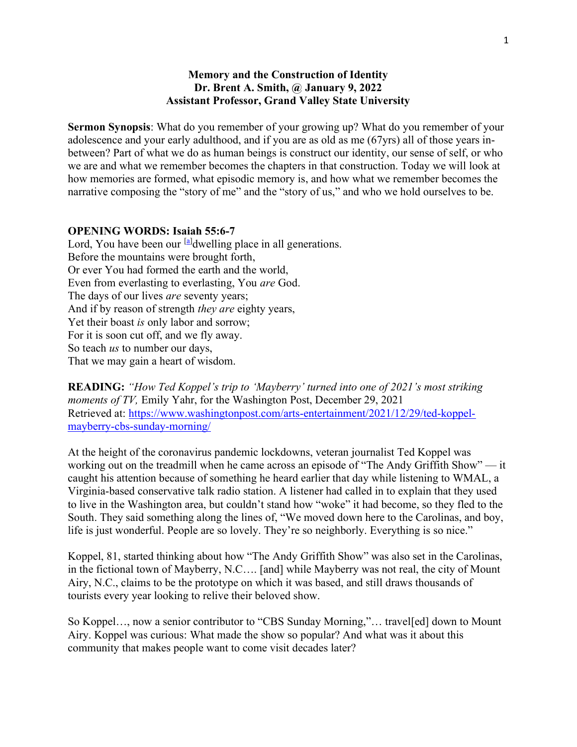**Memory and the Construction of Identity**
**Dr. Brent A. Smith, @ January 9, 2022**
**Assistant Professor, Grand Valley State University**

**Sermon Synopsis**: What do you remember of your growing up? What do you remember of your adolescence and your early adulthood, and if you are as old as me (67yrs) all of those years in-between? Part of what we do as human beings is construct our identity, our sense of self, or who we are and what we remember becomes the chapters in that construction. Today we will look at how memories are formed, what episodic memory is, and how what we remember becomes the narrative composing the "story of me" and the "story of us," and who we hold ourselves to be.

**OPENING WORDS: Isaiah 55:6-7**

Lord, You have been our [a]dwelling place in all generations.
Before the mountains were brought forth,
Or ever You had formed the earth and the world,
Even from everlasting to everlasting, You *are* God.
The days of our lives *are* seventy years;
And if by reason of strength *they are* eighty years,
Yet their boast *is* only labor and sorrow;
For it is soon cut off, and we fly away.
So teach *us* to number our days,
That we may gain a heart of wisdom.

**READING:** *"How Ted Koppel's trip to 'Mayberry' turned into one of 2021's most striking moments of TV,* Emily Yahr, for the Washington Post, December 29, 2021
Retrieved at: https://www.washingtonpost.com/arts-entertainment/2021/12/29/ted-koppel-mayberry-cbs-sunday-morning/

At the height of the coronavirus pandemic lockdowns, veteran journalist Ted Koppel was working out on the treadmill when he came across an episode of "The Andy Griffith Show" — it caught his attention because of something he heard earlier that day while listening to WMAL, a Virginia-based conservative talk radio station. A listener had called in to explain that they used to live in the Washington area, but couldn't stand how "woke" it had become, so they fled to the South. They said something along the lines of, "We moved down here to the Carolinas, and boy, life is just wonderful. People are so lovely. They're so neighborly. Everything is so nice."

Koppel, 81, started thinking about how "The Andy Griffith Show" was also set in the Carolinas, in the fictional town of Mayberry, N.C…. [and] while Mayberry was not real, the city of Mount Airy, N.C., claims to be the prototype on which it was based, and still draws thousands of tourists every year looking to relive their beloved show.

So Koppel…, now a senior contributor to "CBS Sunday Morning,"… travel[ed] down to Mount Airy. Koppel was curious: What made the show so popular? And what was it about this community that makes people want to come visit decades later?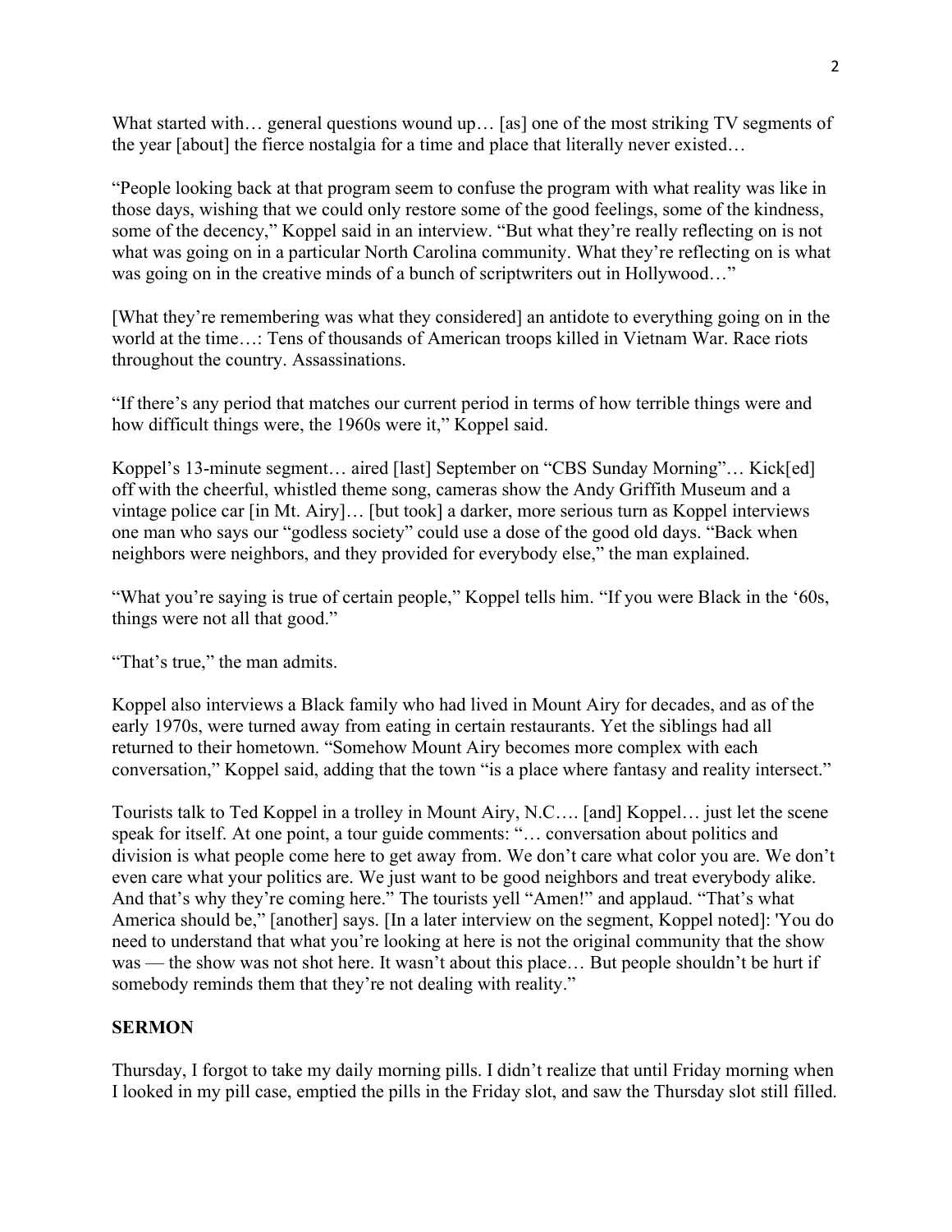What started with… general questions wound up… [as] one of the most striking TV segments of the year [about] the fierce nostalgia for a time and place that literally never existed…

“People looking back at that program seem to confuse the program with what reality was like in those days, wishing that we could only restore some of the good feelings, some of the kindness, some of the decency,” Koppel said in an interview. “But what they’re really reflecting on is not what was going on in a particular North Carolina community. What they’re reflecting on is what was going on in the creative minds of a bunch of scriptwriters out in Hollywood…”

[What they’re remembering was what they considered] an antidote to everything going on in the world at the time…: Tens of thousands of American troops killed in Vietnam War. Race riots throughout the country. Assassinations.

“If there’s any period that matches our current period in terms of how terrible things were and how difficult things were, the 1960s were it,” Koppel said.

Koppel’s 13-minute segment… aired [last] September on “CBS Sunday Morning”… Kick[ed] off with the cheerful, whistled theme song, cameras show the Andy Griffith Museum and a vintage police car [in Mt. Airy]… [but took] a darker, more serious turn as Koppel interviews one man who says our “godless society” could use a dose of the good old days. “Back when neighbors were neighbors, and they provided for everybody else,” the man explained.

“What you’re saying is true of certain people,” Koppel tells him. “If you were Black in the ‘60s, things were not all that good.”

“That’s true,” the man admits.

Koppel also interviews a Black family who had lived in Mount Airy for decades, and as of the early 1970s, were turned away from eating in certain restaurants. Yet the siblings had all returned to their hometown. “Somehow Mount Airy becomes more complex with each conversation,” Koppel said, adding that the town “is a place where fantasy and reality intersect.”

Tourists talk to Ted Koppel in a trolley in Mount Airy, N.C…. [and] Koppel… just let the scene speak for itself. At one point, a tour guide comments: “… conversation about politics and division is what people come here to get away from. We don’t care what color you are. We don’t even care what your politics are. We just want to be good neighbors and treat everybody alike. And that’s why they’re coming here.” The tourists yell “Amen!” and applaud. “That’s what America should be,” [another] says. [In a later interview on the segment, Koppel noted]: 'You do need to understand that what you’re looking at here is not the original community that the show was — the show was not shot here. It wasn’t about this place… But people shouldn’t be hurt if somebody reminds them that they’re not dealing with reality.”

**SERMON**

Thursday, I forgot to take my daily morning pills. I didn’t realize that until Friday morning when I looked in my pill case, emptied the pills in the Friday slot, and saw the Thursday slot still filled.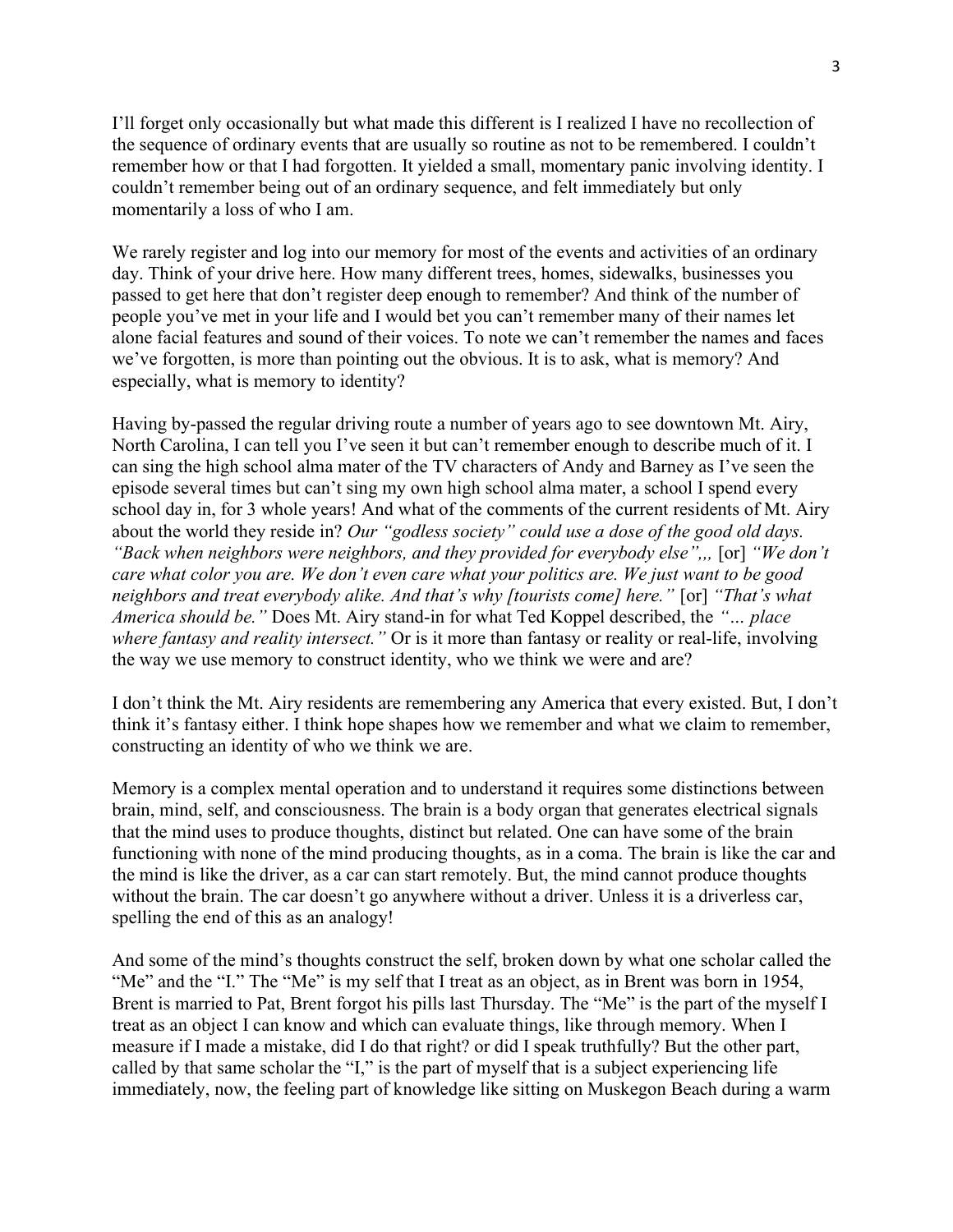I'll forget only occasionally but what made this different is I realized I have no recollection of the sequence of ordinary events that are usually so routine as not to be remembered. I couldn't remember how or that I had forgotten. It yielded a small, momentary panic involving identity. I couldn't remember being out of an ordinary sequence, and felt immediately but only momentarily a loss of who I am.

We rarely register and log into our memory for most of the events and activities of an ordinary day. Think of your drive here. How many different trees, homes, sidewalks, businesses you passed to get here that don't register deep enough to remember? And think of the number of people you've met in your life and I would bet you can't remember many of their names let alone facial features and sound of their voices. To note we can't remember the names and faces we've forgotten, is more than pointing out the obvious. It is to ask, what is memory? And especially, what is memory to identity?

Having by-passed the regular driving route a number of years ago to see downtown Mt. Airy, North Carolina, I can tell you I've seen it but can't remember enough to describe much of it. I can sing the high school alma mater of the TV characters of Andy and Barney as I've seen the episode several times but can't sing my own high school alma mater, a school I spend every school day in, for 3 whole years! And what of the comments of the current residents of Mt. Airy about the world they reside in? *Our "godless society" could use a dose of the good old days. "Back when neighbors were neighbors, and they provided for everybody else",,,* [or] *"We don't care what color you are. We don't even care what your politics are. We just want to be good neighbors and treat everybody alike. And that's why [tourists come] here."* [or] *"That's what America should be."* Does Mt. Airy stand-in for what Ted Koppel described, the *"… place where fantasy and reality intersect."* Or is it more than fantasy or reality or real-life, involving the way we use memory to construct identity, who we think we were and are?

I don't think the Mt. Airy residents are remembering any America that every existed. But, I don't think it's fantasy either. I think hope shapes how we remember and what we claim to remember, constructing an identity of who we think we are.

Memory is a complex mental operation and to understand it requires some distinctions between brain, mind, self, and consciousness. The brain is a body organ that generates electrical signals that the mind uses to produce thoughts, distinct but related. One can have some of the brain functioning with none of the mind producing thoughts, as in a coma. The brain is like the car and the mind is like the driver, as a car can start remotely. But, the mind cannot produce thoughts without the brain. The car doesn't go anywhere without a driver. Unless it is a driverless car, spelling the end of this as an analogy!

And some of the mind's thoughts construct the self, broken down by what one scholar called the "Me" and the "I." The "Me" is my self that I treat as an object, as in Brent was born in 1954, Brent is married to Pat, Brent forgot his pills last Thursday. The "Me" is the part of the myself I treat as an object I can know and which can evaluate things, like through memory. When I measure if I made a mistake, did I do that right? or did I speak truthfully? But the other part, called by that same scholar the "I," is the part of myself that is a subject experiencing life immediately, now, the feeling part of knowledge like sitting on Muskegon Beach during a warm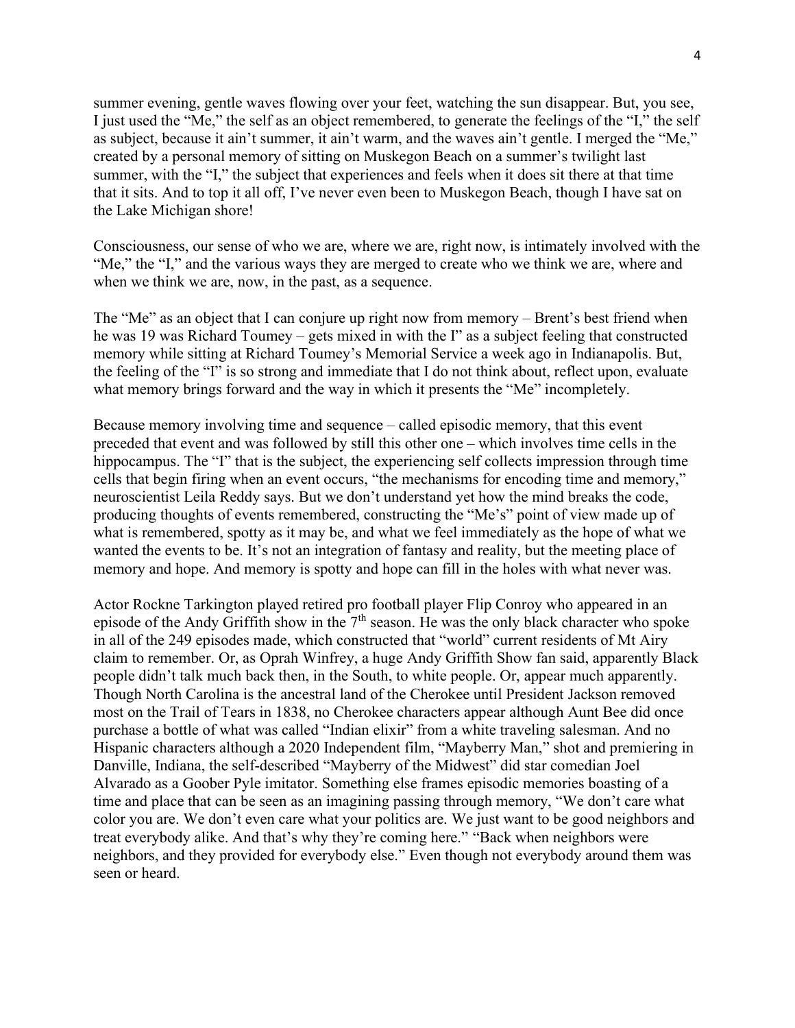summer evening, gentle waves flowing over your feet, watching the sun disappear. But, you see, I just used the "Me," the self as an object remembered, to generate the feelings of the "I," the self as subject, because it ain't summer, it ain't warm, and the waves ain't gentle. I merged the "Me," created by a personal memory of sitting on Muskegon Beach on a summer's twilight last summer, with the "I," the subject that experiences and feels when it does sit there at that time that it sits. And to top it all off, I've never even been to Muskegon Beach, though I have sat on the Lake Michigan shore!

Consciousness, our sense of who we are, where we are, right now, is intimately involved with the "Me," the "I," and the various ways they are merged to create who we think we are, where and when we think we are, now, in the past, as a sequence.

The "Me" as an object that I can conjure up right now from memory – Brent's best friend when he was 19 was Richard Toumey – gets mixed in with the I" as a subject feeling that constructed memory while sitting at Richard Toumey's Memorial Service a week ago in Indianapolis. But, the feeling of the "I" is so strong and immediate that I do not think about, reflect upon, evaluate what memory brings forward and the way in which it presents the "Me" incompletely.

Because memory involving time and sequence – called episodic memory, that this event preceded that event and was followed by still this other one – which involves time cells in the hippocampus. The "I" that is the subject, the experiencing self collects impression through time cells that begin firing when an event occurs, "the mechanisms for encoding time and memory," neuroscientist Leila Reddy says. But we don't understand yet how the mind breaks the code, producing thoughts of events remembered, constructing the "Me's" point of view made up of what is remembered, spotty as it may be, and what we feel immediately as the hope of what we wanted the events to be. It's not an integration of fantasy and reality, but the meeting place of memory and hope. And memory is spotty and hope can fill in the holes with what never was.

Actor Rockne Tarkington played retired pro football player Flip Conroy who appeared in an episode of the Andy Griffith show in the 7th season. He was the only black character who spoke in all of the 249 episodes made, which constructed that "world" current residents of Mt Airy claim to remember. Or, as Oprah Winfrey, a huge Andy Griffith Show fan said, apparently Black people didn't talk much back then, in the South, to white people. Or, appear much apparently. Though North Carolina is the ancestral land of the Cherokee until President Jackson removed most on the Trail of Tears in 1838, no Cherokee characters appear although Aunt Bee did once purchase a bottle of what was called "Indian elixir" from a white traveling salesman. And no Hispanic characters although a 2020 Independent film, "Mayberry Man," shot and premiering in Danville, Indiana, the self-described "Mayberry of the Midwest" did star comedian Joel Alvarado as a Goober Pyle imitator. Something else frames episodic memories boasting of a time and place that can be seen as an imagining passing through memory, "We don't care what color you are. We don't even care what your politics are. We just want to be good neighbors and treat everybody alike. And that's why they're coming here." "Back when neighbors were neighbors, and they provided for everybody else." Even though not everybody around them was seen or heard.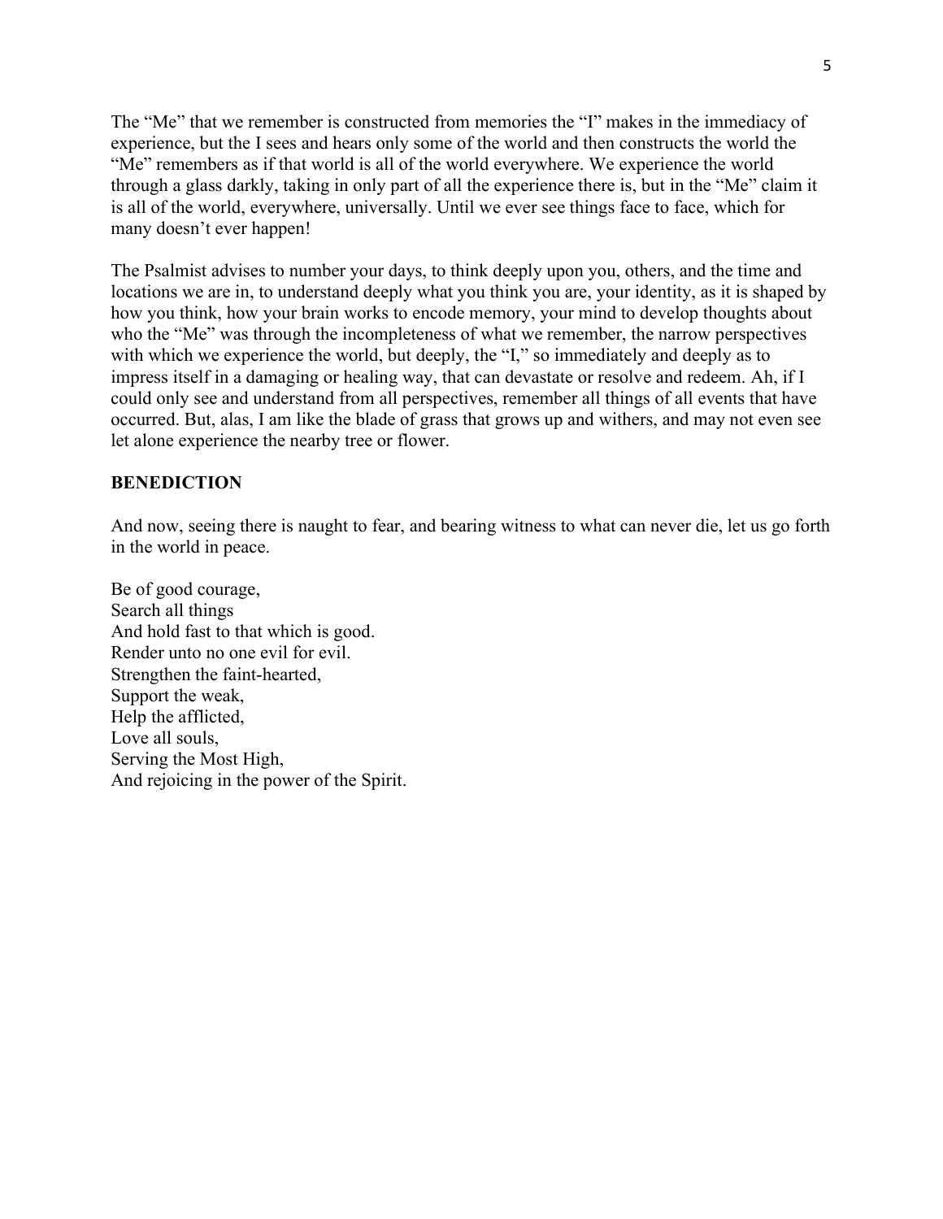The “Me” that we remember is constructed from memories the “I” makes in the immediacy of experience, but the I sees and hears only some of the world and then constructs the world the “Me” remembers as if that world is all of the world everywhere. We experience the world through a glass darkly, taking in only part of all the experience there is, but in the “Me” claim it is all of the world, everywhere, universally. Until we ever see things face to face, which for many doesn’t ever happen!

The Psalmist advises to number your days, to think deeply upon you, others, and the time and locations we are in, to understand deeply what you think you are, your identity, as it is shaped by how you think, how your brain works to encode memory, your mind to develop thoughts about who the “Me” was through the incompleteness of what we remember, the narrow perspectives with which we experience the world, but deeply, the “I,” so immediately and deeply as to impress itself in a damaging or healing way, that can devastate or resolve and redeem. Ah, if I could only see and understand from all perspectives, remember all things of all events that have occurred. But, alas, I am like the blade of grass that grows up and withers, and may not even see let alone experience the nearby tree or flower.

**BENEDICTION**

And now, seeing there is naught to fear, and bearing witness to what can never die, let us go forth in the world in peace.

Be of good courage,  
Search all things  
And hold fast to that which is good.  
Render unto no one evil for evil.  
Strengthen the faint-hearted,  
Support the weak,  
Help the afflicted,  
Love all souls,  
Serving the Most High,  
And rejoicing in the power of the Spirit.